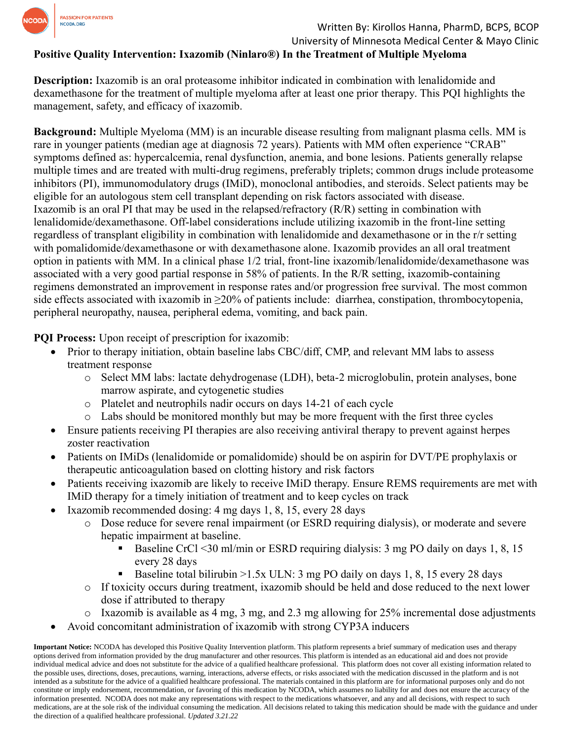Written By: Kirollos Hanna, PharmD, BCPS, BCOP
University of Minnesota Medical Center & Mayo Clinic

# Positive Quality Intervention: Ixazomib (Ninlaro®) In the Treatment of Multiple Myeloma

**Description:** Ixazomib is an oral proteasome inhibitor indicated in combination with lenalidomide and dexamethasone for the treatment of multiple myeloma after at least one prior therapy. This PQI highlights the management, safety, and efficacy of ixazomib.

**Background:** Multiple Myeloma (MM) is an incurable disease resulting from malignant plasma cells. MM is rare in younger patients (median age at diagnosis 72 years). Patients with MM often experience "CRAB" symptoms defined as: hypercalcemia, renal dysfunction, anemia, and bone lesions. Patients generally relapse multiple times and are treated with multi-drug regimens, preferably triplets; common drugs include proteasome inhibitors (PI), immunomodulatory drugs (IMiD), monoclonal antibodies, and steroids. Select patients may be eligible for an autologous stem cell transplant depending on risk factors associated with disease.
Ixazomib is an oral PI that may be used in the relapsed/refractory (R/R) setting in combination with lenalidomide/dexamethasone. Off-label considerations include utilizing ixazomib in the front-line setting regardless of transplant eligibility in combination with lenalidomide and dexamethasone or in the r/r setting with pomalidomide/dexamethasone or with dexamethasone alone. Ixazomib provides an all oral treatment option in patients with MM. In a clinical phase 1/2 trial, front-line ixazomib/lenalidomide/dexamethasone was associated with a very good partial response in 58% of patients. In the R/R setting, ixazomib-containing regimens demonstrated an improvement in response rates and/or progression free survival. The most common side effects associated with ixazomib in ≥20% of patients include: diarrhea, constipation, thrombocytopenia, peripheral neuropathy, nausea, peripheral edema, vomiting, and back pain.

**PQI Process:** Upon receipt of prescription for ixazomib:

- Prior to therapy initiation, obtain baseline labs CBC/diff, CMP, and relevant MM labs to assess treatment response
  - Select MM labs: lactate dehydrogenase (LDH), beta-2 microglobulin, protein analyses, bone marrow aspirate, and cytogenetic studies
  - Platelet and neutrophils nadir occurs on days 14-21 of each cycle
  - Labs should be monitored monthly but may be more frequent with the first three cycles
- Ensure patients receiving PI therapies are also receiving antiviral therapy to prevent against herpes zoster reactivation
- Patients on IMiDs (lenalidomide or pomalidomide) should be on aspirin for DVT/PE prophylaxis or therapeutic anticoagulation based on clotting history and risk factors
- Patients receiving ixazomib are likely to receive IMiD therapy. Ensure REMS requirements are met with IMiD therapy for a timely initiation of treatment and to keep cycles on track
- Ixazomib recommended dosing: 4 mg days 1, 8, 15, every 28 days
  - Dose reduce for severe renal impairment (or ESRD requiring dialysis), or moderate and severe hepatic impairment at baseline.
    - Baseline CrCl <30 ml/min or ESRD requiring dialysis: 3 mg PO daily on days 1, 8, 15 every 28 days
    - Baseline total bilirubin >1.5x ULN: 3 mg PO daily on days 1, 8, 15 every 28 days
  - If toxicity occurs during treatment, ixazomib should be held and dose reduced to the next lower dose if attributed to therapy
  - Ixazomib is available as 4 mg, 3 mg, and 2.3 mg allowing for 25% incremental dose adjustments
- Avoid concomitant administration of ixazomib with strong CYP3A inducers

**Important Notice:** NCODA has developed this Positive Quality Intervention platform. This platform represents a brief summary of medication uses and therapy options derived from information provided by the drug manufacturer and other resources. This platform is intended as an educational aid and does not provide individual medical advice and does not substitute for the advice of a qualified healthcare professional. This platform does not cover all existing information related to the possible uses, directions, doses, precautions, warning, interactions, adverse effects, or risks associated with the medication discussed in the platform and is not intended as a substitute for the advice of a qualified healthcare professional. The materials contained in this platform are for informational purposes only and do not constitute or imply endorsement, recommendation, or favoring of this medication by NCODA, which assumes no liability for and does not ensure the accuracy of the information presented. NCODA does not make any representations with respect to the medications whatsoever, and any and all decisions, with respect to such medications, are at the sole risk of the individual consuming the medication. All decisions related to taking this medication should be made with the guidance and under the direction of a qualified healthcare professional. *Updated 3.21.22*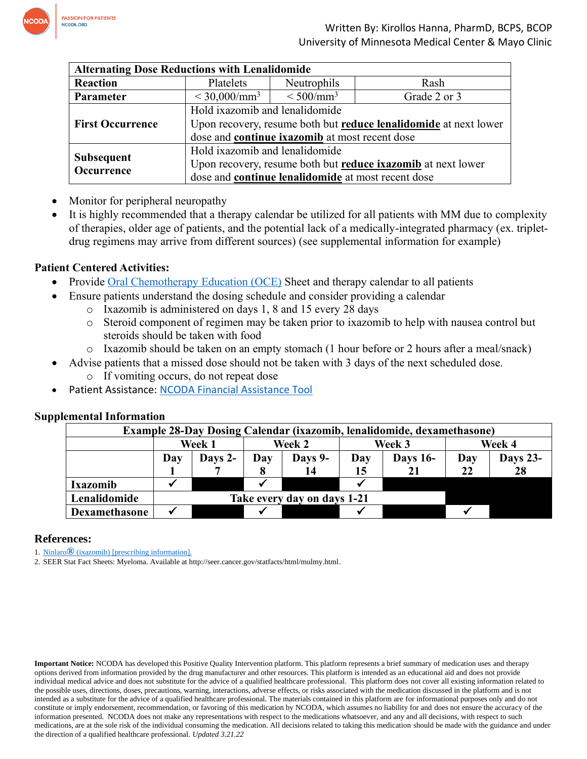Written By: Kirollos Hanna, PharmD, BCPS, BCOP
University of Minnesota Medical Center & Mayo Clinic

| **Alternating Dose Reductions with Lenalidomide** | | | |
|---|---|---|---|
| **Reaction** | Platelets | Neutrophils | Rash |
| **Parameter** | < 30,000/mm$^3$ | < 500/mm$^3$ | Grade 2 or 3 |
| **First Occurrence** | Hold ixazomib and lenalidomide<br>Upon recovery, resume both but **reduce lenalidomide** at next lower dose and **continue ixazomib** at most recent dose | | |
| **Subsequent Occurrence** | Hold ixazomib and lenalidomide<br>Upon recovery, resume both but **reduce ixazomib** at next lower dose and **continue lenalidomide** at most recent dose | | |

- Monitor for peripheral neuropathy
- It is highly recommended that a therapy calendar be utilized for all patients with MM due to complexity of therapies, older age of patients, and the potential lack of a medically-integrated pharmacy (ex. triplet-drug regimens may arrive from different sources) (see supplemental information for example)

**Patient Centered Activities:**

- Provide Oral Chemotherapy Education (OCE) Sheet and therapy calendar to all patients
- Ensure patients understand the dosing schedule and consider providing a calendar
  - Ixazomib is administered on days 1, 8 and 15 every 28 days
  - Steroid component of regimen may be taken prior to ixazomib to help with nausea control but steroids should be taken with food
  - Ixazomib should be taken on an empty stomach (1 hour before or 2 hours after a meal/snack)
- Advise patients that a missed dose should not be taken with 3 days of the next scheduled dose.
  - If vomiting occurs, do not repeat dose
- Patient Assistance: NCODA Financial Assistance Tool

**Supplemental Information**

| **Example 28-Day Dosing Calendar (ixazomib, lenalidomide, dexamethasone)** | | | | | | | | |
|---|---|---|---|---|---|---|---|---|
| | **Week 1** | | **Week 2** | | **Week 3** | | **Week 4** | |
| | **Day 1** | **Days 2-7** | **Day 8** | **Days 9-14** | **Day 15** | **Days 16-21** | **Day 22** | **Days 23-28** |
| **Ixazomib** | ✓ | | ✓ | | ✓ | | | |
| **Lenalidomide** | **Take every day on days 1-21** | | | | | | | |
| **Dexamethasone** | ✓ | | ✓ | | ✓ | | ✓ | |

**References:**

1. Ninlaro® (ixazomib) [prescribing information].
2. SEER Stat Fact Sheets: Myeloma. Available at http://seer.cancer.gov/statfacts/html/mulmy.html.

**Important Notice:** NCODA has developed this Positive Quality Intervention platform. This platform represents a brief summary of medication uses and therapy options derived from information provided by the drug manufacturer and other resources. This platform is intended as an educational aid and does not provide individual medical advice and does not substitute for the advice of a qualified healthcare professional. This platform does not cover all existing information related to the possible uses, directions, doses, precautions, warning, interactions, adverse effects, or risks associated with the medication discussed in the platform and is not intended as a substitute for the advice of a qualified healthcare professional. The materials contained in this platform are for informational purposes only and do not constitute or imply endorsement, recommendation, or favoring of this medication by NCODA, which assumes no liability for and does not ensure the accuracy of the information presented. NCODA does not make any representations with respect to the medications whatsoever, and any and all decisions, with respect to such medications, are at the sole risk of the individual consuming the medication. All decisions related to taking this medication should be made with the guidance and under the direction of a qualified healthcare professional. *Updated 3.21.22*